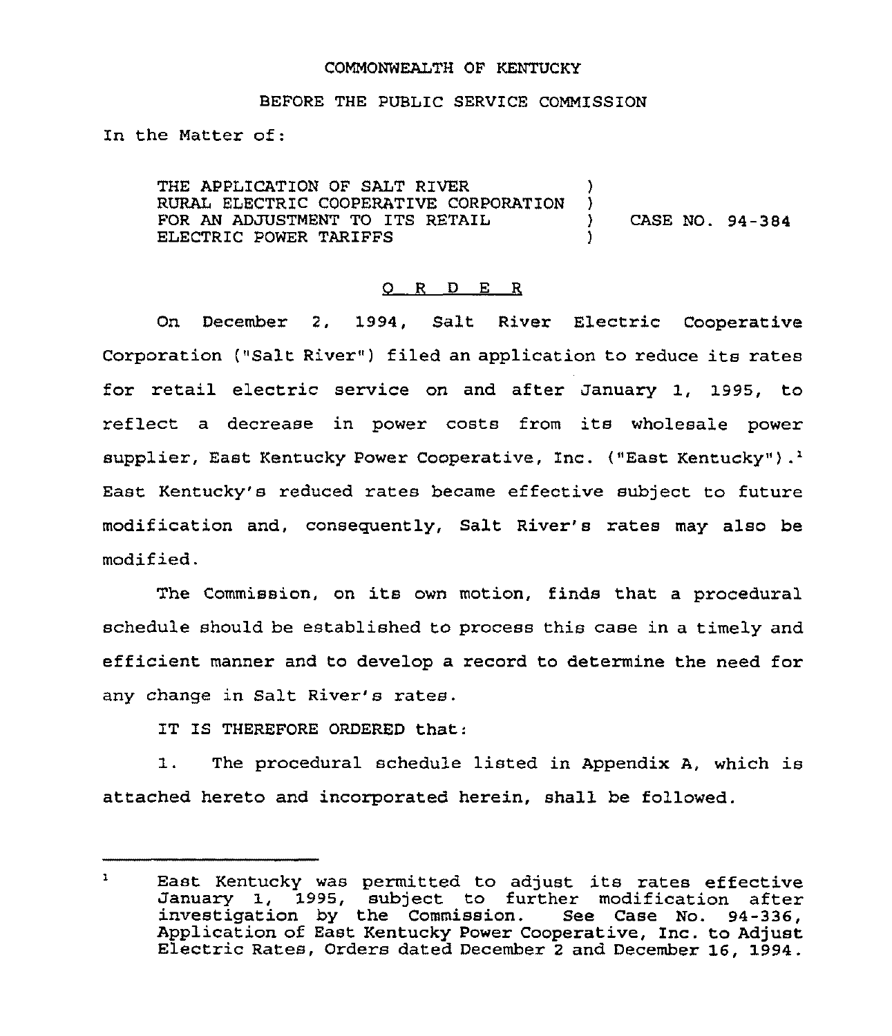COMMONWEALTH OF KENTUCKY

BEFORE THE PUBLIC SERVICE COMMISSION

In the Matter of:

| | | |
|---|---|---|
| THE APPLICATION OF SALT RIVER RURAL ELECTRIC COOPERATIVE CORPORATION FOR AN ADJUSTMENT TO ITS RETAIL ELECTRIC POWER TARIFFS | ) | CASE NO. 94-384 |

O R D E R

On December 2, 1994, Salt River Electric Cooperative Corporation ("Salt River") filed an application to reduce its rates for retail electric service on and after January 1, 1995, to reflect a decrease in power costs from its wholesale power supplier, East Kentucky Power Cooperative, Inc. ("East Kentucky").[1] East Kentucky's reduced rates became effective subject to future modification and, consequently, Salt River's rates may also be modified.

The Commission, on its own motion, finds that a procedural schedule should be established to process this case in a timely and efficient manner and to develop a record to determine the need for any change in Salt River's rates.

IT IS THEREFORE ORDERED that:

1. The procedural schedule listed in Appendix A, which is attached hereto and incorporated herein, shall be followed.

---

[1] East Kentucky was permitted to adjust its rates effective January 1, 1995, subject to further modification after investigation by the Commission. See Case No. 94-336, Application of East Kentucky Power Cooperative, Inc. to Adjust Electric Rates, Orders dated December 2 and December 16, 1994.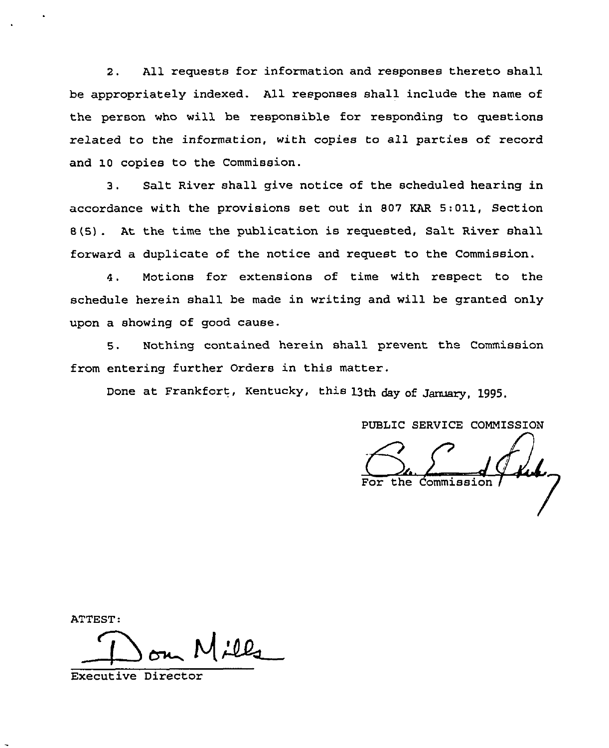2. All requests for information and responses thereto shall be appropriately indexed. All responses shall include the name of the person who will be responsible for responding to questions related to the information, with copies to all parties of record and 10 copies to the Commission.

3. Salt River shall give notice of the scheduled hearing in accordance with the provisions set out in 807 KAR 5:011, Section 8(5). At the time the publication is requested, Salt River shall forward a duplicate of the notice and request to the Commission.

4. Motions for extensions of time with respect to the schedule herein shall be made in writing and will be granted only upon a showing of good cause.

5. Nothing contained herein shall prevent the Commission from entering further Orders in this matter.

Done at Frankfort, Kentucky, this 13th day of January, 1995.

PUBLIC SERVICE COMMISSION

For the Commission

ATTEST:

Executive Director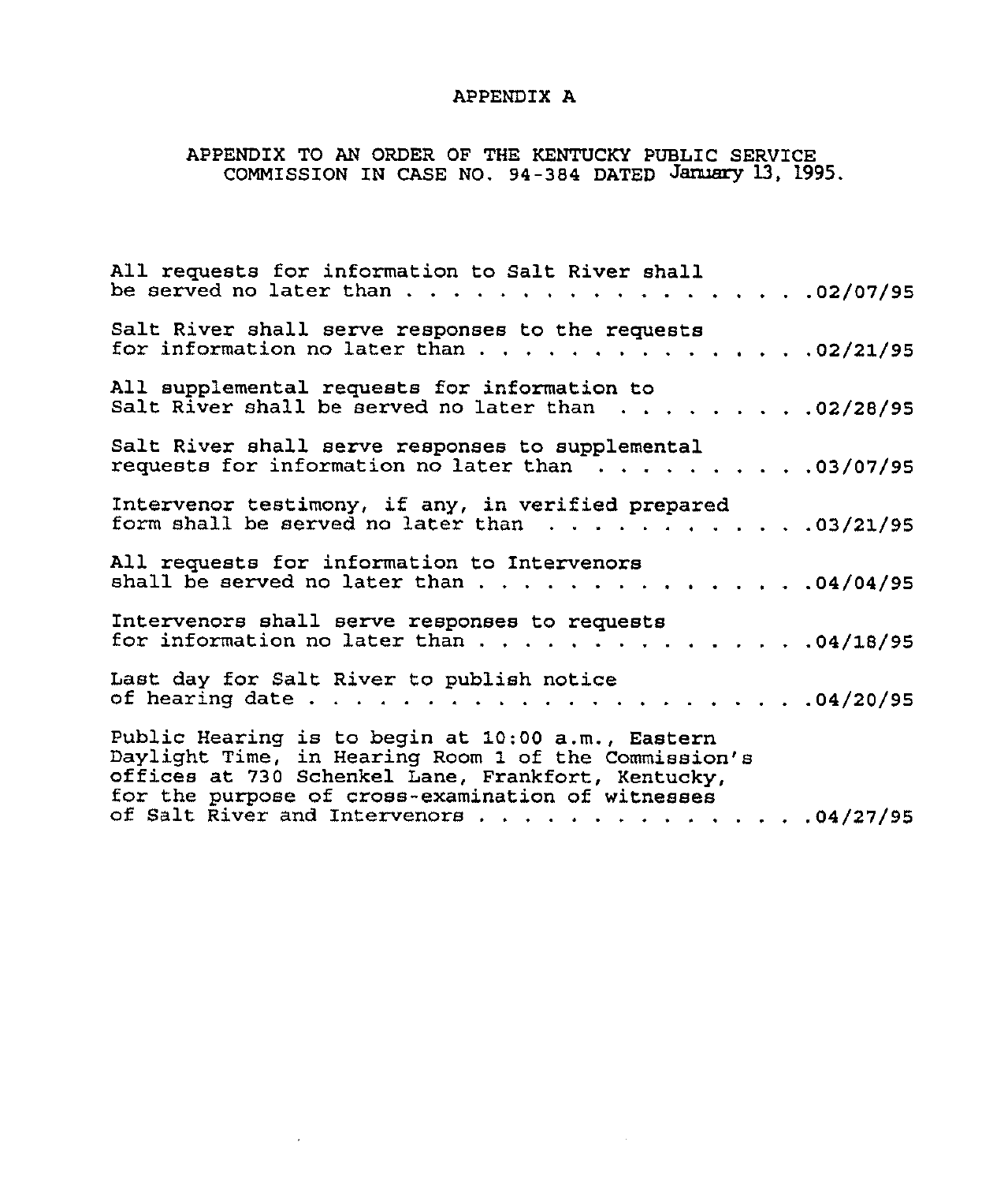# APPENDIX A

APPENDIX TO AN ORDER OF THE KENTUCKY PUBLIC SERVICE COMMISSION IN CASE NO. 94-384 DATED January 13, 1995.

All requests for information to Salt River shall be served no later than . . . . . . . . . . . . . . . . . . .02/07/95

Salt River shall serve responses to the requests for information no later than . . . . . . . . . . . . . . .02/21/95

All supplemental requests for information to Salt River shall be served no later than . . . . . . . . . .02/28/95

Salt River shall serve responses to supplemental requests for information no later than . . . . . . . . . .03/07/95

Intervenor testimony, if any, in verified prepared form shall be served no later than . . . . . . . . . . .03/21/95

All requests for information to Intervenors shall be served no later than . . . . . . . . . . . . . . .04/04/95

Intervenors shall serve responses to requests for information no later than . . . . . . . . . . . . . . .04/18/95

Last day for Salt River to publish notice of hearing date . . . . . . . . . . . . . . . . . . . . . . . .04/20/95

Public Hearing is to begin at 10:00 a.m., Eastern Daylight Time, in Hearing Room 1 of the Commission's offices at 730 Schenkel Lane, Frankfort, Kentucky, for the purpose of cross-examination of witnesses of Salt River and Intervenors . . . . . . . . . . . . . . .04/27/95